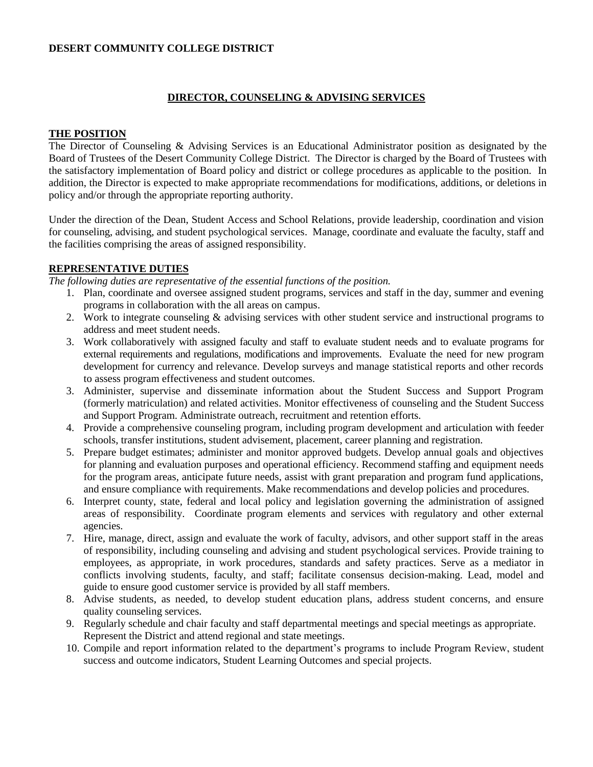**DESERT COMMUNITY COLLEGE DISTRICT**

## DIRECTOR, COUNSELING & ADVISING SERVICES

### THE POSITION

The Director of Counseling & Advising Services is an Educational Administrator position as designated by the Board of Trustees of the Desert Community College District. The Director is charged by the Board of Trustees with the satisfactory implementation of Board policy and district or college procedures as applicable to the position. In addition, the Director is expected to make appropriate recommendations for modifications, additions, or deletions in policy and/or through the appropriate reporting authority.

Under the direction of the Dean, Student Access and School Relations, provide leadership, coordination and vision for counseling, advising, and student psychological services. Manage, coordinate and evaluate the faculty, staff and the facilities comprising the areas of assigned responsibility.

### REPRESENTATIVE DUTIES

*The following duties are representative of the essential functions of the position.*

1. Plan, coordinate and oversee assigned student programs, services and staff in the day, summer and evening programs in collaboration with the all areas on campus.
2. Work to integrate counseling & advising services with other student service and instructional programs to address and meet student needs.
3. Work collaboratively with assigned faculty and staff to evaluate student needs and to evaluate programs for external requirements and regulations, modifications and improvements. Evaluate the need for new program development for currency and relevance. Develop surveys and manage statistical reports and other records to assess program effectiveness and student outcomes.
3. Administer, supervise and disseminate information about the Student Success and Support Program (formerly matriculation) and related activities. Monitor effectiveness of counseling and the Student Success and Support Program. Administrate outreach, recruitment and retention efforts.
4. Provide a comprehensive counseling program, including program development and articulation with feeder schools, transfer institutions, student advisement, placement, career planning and registration.
5. Prepare budget estimates; administer and monitor approved budgets. Develop annual goals and objectives for planning and evaluation purposes and operational efficiency. Recommend staffing and equipment needs for the program areas, anticipate future needs, assist with grant preparation and program fund applications, and ensure compliance with requirements. Make recommendations and develop policies and procedures.
6. Interpret county, state, federal and local policy and legislation governing the administration of assigned areas of responsibility. Coordinate program elements and services with regulatory and other external agencies.
7. Hire, manage, direct, assign and evaluate the work of faculty, advisors, and other support staff in the areas of responsibility, including counseling and advising and student psychological services. Provide training to employees, as appropriate, in work procedures, standards and safety practices. Serve as a mediator in conflicts involving students, faculty, and staff; facilitate consensus decision-making. Lead, model and guide to ensure good customer service is provided by all staff members.
8. Advise students, as needed, to develop student education plans, address student concerns, and ensure quality counseling services.
9. Regularly schedule and chair faculty and staff departmental meetings and special meetings as appropriate. Represent the District and attend regional and state meetings.
10. Compile and report information related to the department's programs to include Program Review, student success and outcome indicators, Student Learning Outcomes and special projects.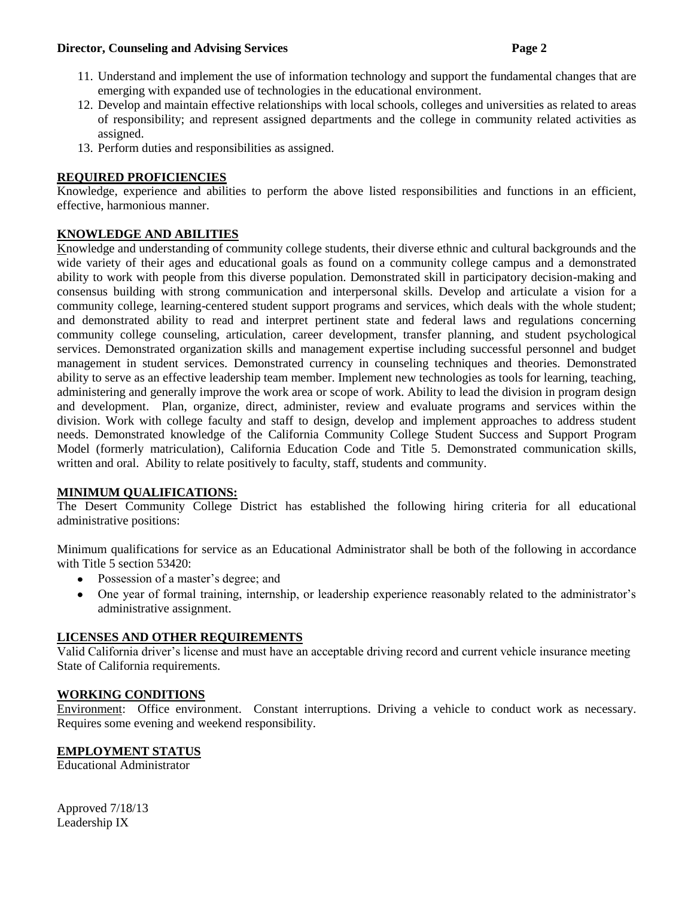11. Understand and implement the use of information technology and support the fundamental changes that are emerging with expanded use of technologies in the educational environment.
12. Develop and maintain effective relationships with local schools, colleges and universities as related to areas of responsibility; and represent assigned departments and the college in community related activities as assigned.
13. Perform duties and responsibilities as assigned.

## REQUIRED PROFICIENCIES

Knowledge, experience and abilities to perform the above listed responsibilities and functions in an efficient, effective, harmonious manner.

## KNOWLEDGE AND ABILITIES

Knowledge and understanding of community college students, their diverse ethnic and cultural backgrounds and the wide variety of their ages and educational goals as found on a community college campus and a demonstrated ability to work with people from this diverse population. Demonstrated skill in participatory decision-making and consensus building with strong communication and interpersonal skills. Develop and articulate a vision for a community college, learning-centered student support programs and services, which deals with the whole student; and demonstrated ability to read and interpret pertinent state and federal laws and regulations concerning community college counseling, articulation, career development, transfer planning, and student psychological services. Demonstrated organization skills and management expertise including successful personnel and budget management in student services. Demonstrated currency in counseling techniques and theories. Demonstrated ability to serve as an effective leadership team member. Implement new technologies as tools for learning, teaching, administering and generally improve the work area or scope of work. Ability to lead the division in program design and development. Plan, organize, direct, administer, review and evaluate programs and services within the division. Work with college faculty and staff to design, develop and implement approaches to address student needs. Demonstrated knowledge of the California Community College Student Success and Support Program Model (formerly matriculation), California Education Code and Title 5. Demonstrated communication skills, written and oral. Ability to relate positively to faculty, staff, students and community.

## MINIMUM QUALIFICATIONS:

The Desert Community College District has established the following hiring criteria for all educational administrative positions:

Minimum qualifications for service as an Educational Administrator shall be both of the following in accordance with Title 5 section 53420:

- Possession of a master's degree; and
- One year of formal training, internship, or leadership experience reasonably related to the administrator's administrative assignment.

## LICENSES AND OTHER REQUIREMENTS

Valid California driver's license and must have an acceptable driving record and current vehicle insurance meeting State of California requirements.

## WORKING CONDITIONS

Environment: Office environment. Constant interruptions. Driving a vehicle to conduct work as necessary. Requires some evening and weekend responsibility.

## EMPLOYMENT STATUS

Educational Administrator

Approved 7/18/13
Leadership IX